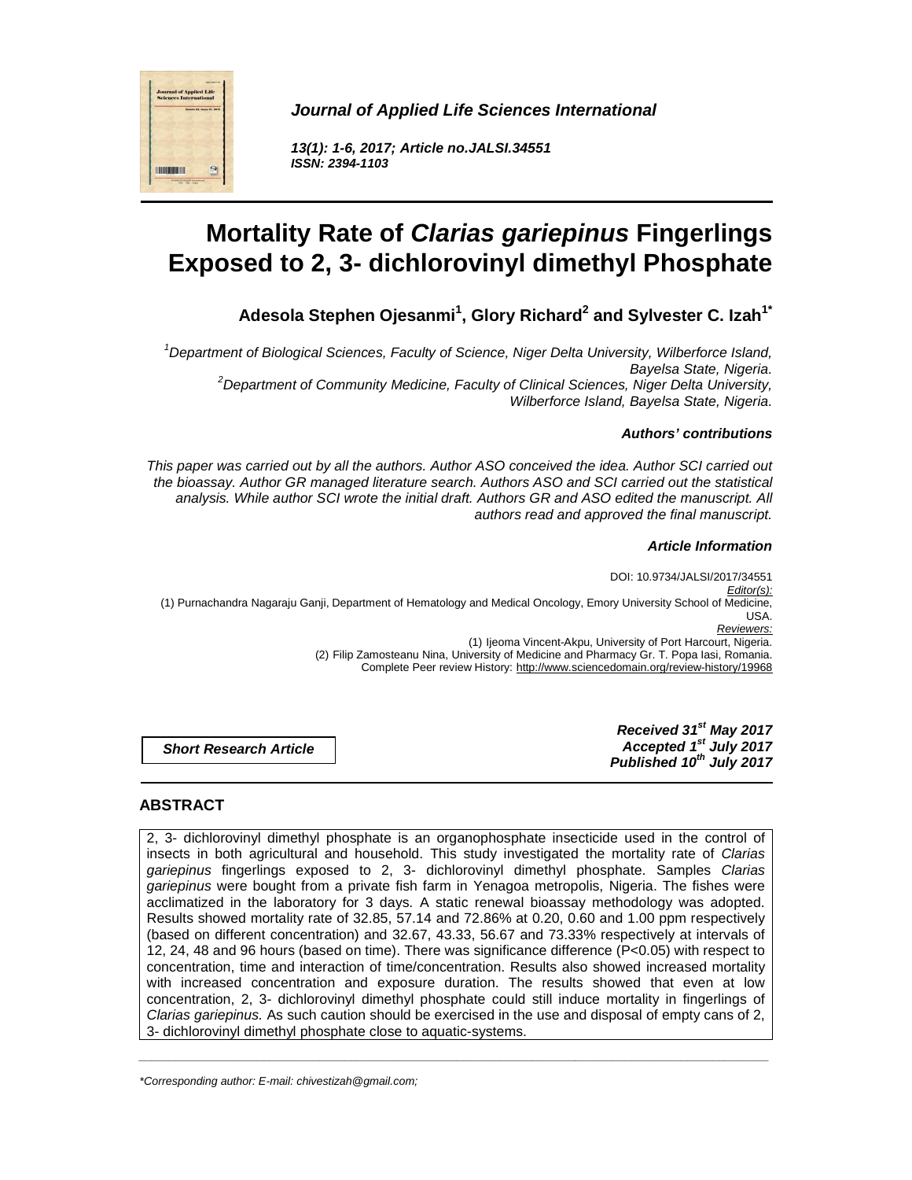*Journal of Applied Life Sciences International*

*13(1): 1-6, 2017; Article no.JALSI.34551*
*ISSN: 2394-1103*

# Mortality Rate of *Clarias gariepinus* Fingerlings Exposed to 2, 3- dichlorovinyl dimethyl Phosphate

**Adesola Stephen Ojesanmi[1], Glory Richard[2] and Sylvester C. Izah[1*]**

*[1]Department of Biological Sciences, Faculty of Science, Niger Delta University, Wilberforce Island, Bayelsa State, Nigeria.*
*[2]Department of Community Medicine, Faculty of Clinical Sciences, Niger Delta University, Wilberforce Island, Bayelsa State, Nigeria.*

***Authors' contributions***

*This paper was carried out by all the authors. Author ASO conceived the idea. Author SCI carried out the bioassay. Author GR managed literature search. Authors ASO and SCI carried out the statistical analysis. While author SCI wrote the initial draft. Authors GR and ASO edited the manuscript. All authors read and approved the final manuscript.*

***Article Information***

DOI: 10.9734/JALSI/2017/34551
*Editor(s):*
(1) Purnachandra Nagaraju Ganji, Department of Hematology and Medical Oncology, Emory University School of Medicine, USA.
*Reviewers:*
(1) Ijeoma Vincent-Akpu, University of Port Harcourt, Nigeria.
(2) Filip Zamosteanu Nina, University of Medicine and Pharmacy Gr. T. Popa Iasi, Romania.
Complete Peer review History: http://www.sciencedomain.org/review-history/19968

***Short Research Article***

***Received 31st May 2017***
***Accepted 1st July 2017***
***Published 10th July 2017***

## ABSTRACT

2, 3- dichlorovinyl dimethyl phosphate is an organophosphate insecticide used in the control of insects in both agricultural and household. This study investigated the mortality rate of *Clarias gariepinus* fingerlings exposed to 2, 3- dichlorovinyl dimethyl phosphate. Samples *Clarias gariepinus* were bought from a private fish farm in Yenagoa metropolis, Nigeria. The fishes were acclimatized in the laboratory for 3 days. A static renewal bioassay methodology was adopted. Results showed mortality rate of 32.85, 57.14 and 72.86% at 0.20, 0.60 and 1.00 ppm respectively (based on different concentration) and 32.67, 43.33, 56.67 and 73.33% respectively at intervals of 12, 24, 48 and 96 hours (based on time). There was significance difference ($P<0.05$) with respect to concentration, time and interaction of time/concentration. Results also showed increased mortality with increased concentration and exposure duration. The results showed that even at low concentration, 2, 3- dichlorovinyl dimethyl phosphate could still induce mortality in fingerlings of *Clarias gariepinus.* As such caution should be exercised in the use and disposal of empty cans of 2, 3- dichlorovinyl dimethyl phosphate close to aquatic-systems.

*\*Corresponding author: E-mail: chivestizah@gmail.com;*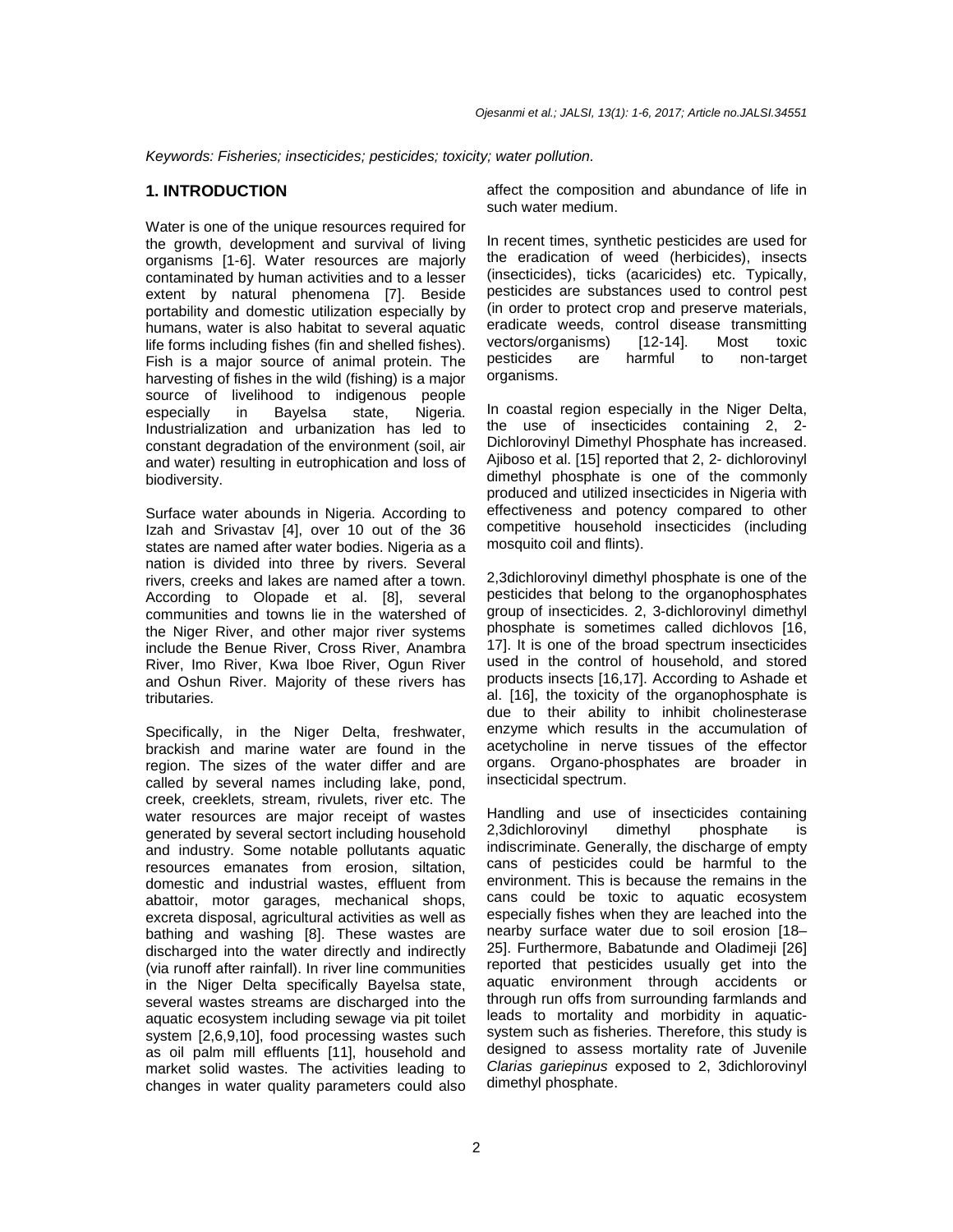*Keywords: Fisheries; insecticides; pesticides; toxicity; water pollution.*

## 1. INTRODUCTION

Water is one of the unique resources required for the growth, development and survival of living organisms [1-6]. Water resources are majorly contaminated by human activities and to a lesser extent by natural phenomena [7]. Beside portability and domestic utilization especially by humans, water is also habitat to several aquatic life forms including fishes (fin and shelled fishes). Fish is a major source of animal protein. The harvesting of fishes in the wild (fishing) is a major source of livelihood to indigenous people especially in Bayelsa state, Nigeria. Industrialization and urbanization has led to constant degradation of the environment (soil, air and water) resulting in eutrophication and loss of biodiversity.

Surface water abounds in Nigeria. According to Izah and Srivastav [4], over 10 out of the 36 states are named after water bodies. Nigeria as a nation is divided into three by rivers. Several rivers, creeks and lakes are named after a town. According to Olopade et al. [8], several communities and towns lie in the watershed of the Niger River, and other major river systems include the Benue River, Cross River, Anambra River, Imo River, Kwa Iboe River, Ogun River and Oshun River. Majority of these rivers has tributaries.

Specifically, in the Niger Delta, freshwater, brackish and marine water are found in the region. The sizes of the water differ and are called by several names including lake, pond, creek, creeklets, stream, rivulets, river etc. The water resources are major receipt of wastes generated by several sectort including household and industry. Some notable pollutants aquatic resources emanates from erosion, siltation, domestic and industrial wastes, effluent from abattoir, motor garages, mechanical shops, excreta disposal, agricultural activities as well as bathing and washing [8]. These wastes are discharged into the water directly and indirectly (via runoff after rainfall). In river line communities in the Niger Delta specifically Bayelsa state, several wastes streams are discharged into the aquatic ecosystem including sewage via pit toilet system [2,6,9,10], food processing wastes such as oil palm mill effluents [11], household and market solid wastes. The activities leading to changes in water quality parameters could also affect the composition and abundance of life in such water medium.

In recent times, synthetic pesticides are used for the eradication of weed (herbicides), insects (insecticides), ticks (acaricides) etc. Typically, pesticides are substances used to control pest (in order to protect crop and preserve materials, eradicate weeds, control disease transmitting vectors/organisms) [12-14]. Most toxic pesticides are harmful to non-target organisms.

In coastal region especially in the Niger Delta, the use of insecticides containing 2, 2-Dichlorovinyl Dimethyl Phosphate has increased. Ajiboso et al. [15] reported that 2, 2- dichlorovinyl dimethyl phosphate is one of the commonly produced and utilized insecticides in Nigeria with effectiveness and potency compared to other competitive household insecticides (including mosquito coil and flints).

2,3dichlorovinyl dimethyl phosphate is one of the pesticides that belong to the organophosphates group of insecticides. 2, 3-dichlorovinyl dimethyl phosphate is sometimes called dichlovos [16, 17]. It is one of the broad spectrum insecticides used in the control of household, and stored products insects [16,17]. According to Ashade et al. [16], the toxicity of the organophosphate is due to their ability to inhibit cholinesterase enzyme which results in the accumulation of acetycholine in nerve tissues of the effector organs. Organo-phosphates are broader in insecticidal spectrum.

Handling and use of insecticides containing 2,3dichlorovinyl dimethyl phosphate is indiscriminate. Generally, the discharge of empty cans of pesticides could be harmful to the environment. This is because the remains in the cans could be toxic to aquatic ecosystem especially fishes when they are leached into the nearby surface water due to soil erosion [18–25]. Furthermore, Babatunde and Oladimeji [26] reported that pesticides usually get into the aquatic environment through accidents or through run offs from surrounding farmlands and leads to mortality and morbidity in aquatic-system such as fisheries. Therefore, this study is designed to assess mortality rate of Juvenile *Clarias gariepinus* exposed to 2, 3dichlorovinyl dimethyl phosphate.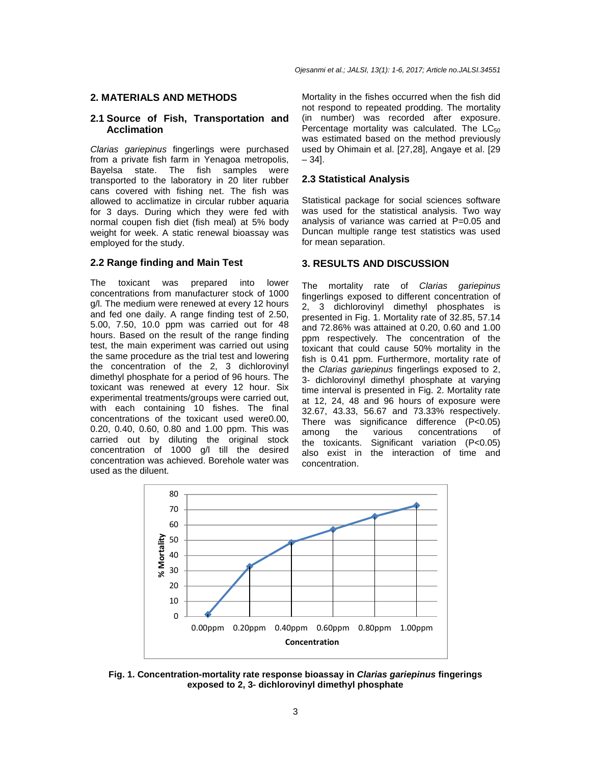## 2. MATERIALS AND METHODS

### 2.1 Source of Fish, Transportation and Acclimation

*Clarias gariepinus* fingerlings were purchased from a private fish farm in Yenagoa metropolis, Bayelsa state. The fish samples were transported to the laboratory in 20 liter rubber cans covered with fishing net. The fish was allowed to acclimatize in circular rubber aquaria for 3 days. During which they were fed with normal coupen fish diet (fish meal) at 5% body weight for week. A static renewal bioassay was employed for the study.

### 2.2 Range finding and Main Test

The toxicant was prepared into lower concentrations from manufacturer stock of 1000 g/l. The medium were renewed at every 12 hours and fed one daily. A range finding test of 2.50, 5.00, 7.50, 10.0 ppm was carried out for 48 hours. Based on the result of the range finding test, the main experiment was carried out using the same procedure as the trial test and lowering the concentration of the 2, 3 dichlorovinyl dimethyl phosphate for a period of 96 hours. The toxicant was renewed at every 12 hour. Six experimental treatments/groups were carried out, with each containing 10 fishes. The final concentrations of the toxicant used were0.00, 0.20, 0.40, 0.60, 0.80 and 1.00 ppm. This was carried out by diluting the original stock concentration of 1000 g/l till the desired concentration was achieved. Borehole water was used as the diluent.

Mortality in the fishes occurred when the fish did not respond to repeated prodding. The mortality (in number) was recorded after exposure. Percentage mortality was calculated. The $LC_{50}$ was estimated based on the method previously used by Ohimain et al. [27,28], Angaye et al. [29 – 34].

### 2.3 Statistical Analysis

Statistical package for social sciences software was used for the statistical analysis. Two way analysis of variance was carried at P=0.05 and Duncan multiple range test statistics was used for mean separation.

## 3. RESULTS AND DISCUSSION

The mortality rate of *Clarias gariepinus* fingerlings exposed to different concentration of 2, 3 dichlorovinyl dimethyl phosphates is presented in Fig. 1. Mortality rate of 32.85, 57.14 and 72.86% was attained at 0.20, 0.60 and 1.00 ppm respectively. The concentration of the toxicant that could cause 50% mortality in the fish is 0.41 ppm. Furthermore, mortality rate of the *Clarias gariepinus* fingerlings exposed to 2, 3- dichlorovinyl dimethyl phosphate at varying time interval is presented in Fig. 2. Mortality rate at 12, 24, 48 and 96 hours of exposure were 32.67, 43.33, 56.67 and 73.33% respectively. There was significance difference (P<0.05) among the various concentrations of the toxicants. Significant variation (P<0.05) also exist in the interaction of time and concentration.

**Fig. 1. Concentration-mortality rate response bioassay in *Clarias gariepinus* fingerings exposed to 2, 3- dichlorovinyl dimethyl phosphate**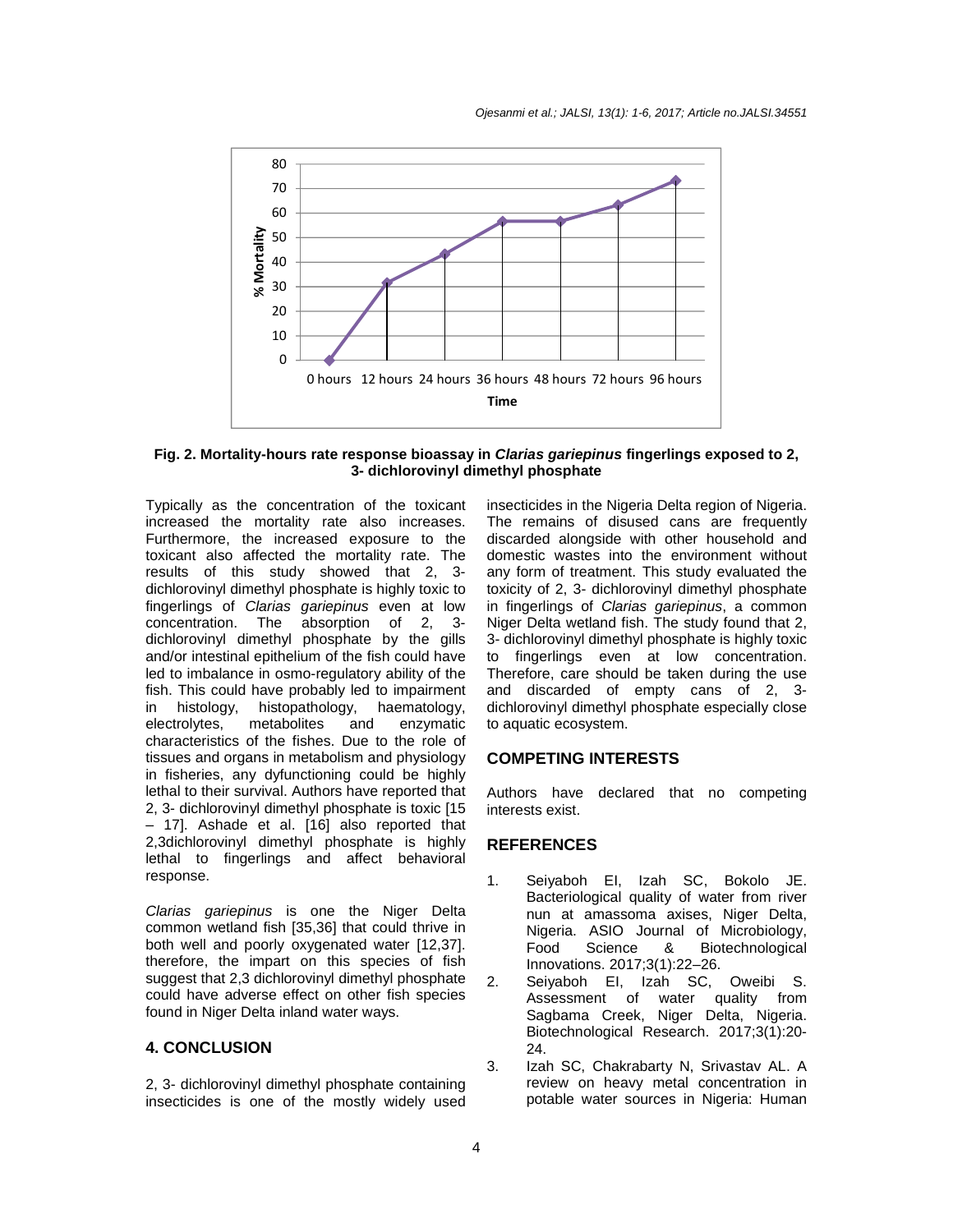**Fig. 2. Mortality-hours rate response bioassay in *Clarias gariepinus* fingerlings exposed to 2, 3- dichlorovinyl dimethyl phosphate**

Typically as the concentration of the toxicant increased the mortality rate also increases. Furthermore, the increased exposure to the toxicant also affected the mortality rate. The results of this study showed that 2, 3- dichlorovinyl dimethyl phosphate is highly toxic to fingerlings of *Clarias gariepinus* even at low concentration. The absorption of 2, 3- dichlorovinyl dimethyl phosphate by the gills and/or intestinal epithelium of the fish could have led to imbalance in osmo-regulatory ability of the fish. This could have probably led to impairment in histology, histopathology, haematology, electrolytes, metabolites and enzymatic characteristics of the fishes. Due to the role of tissues and organs in metabolism and physiology in fisheries, any dyfunctioning could be highly lethal to their survival. Authors have reported that 2, 3- dichlorovinyl dimethyl phosphate is toxic [15 – 17]. Ashade et al. [16] also reported that 2,3dichlorovinyl dimethyl phosphate is highly lethal to fingerlings and affect behavioral response.

*Clarias gariepinus* is one the Niger Delta common wetland fish [35,36] that could thrive in both well and poorly oxygenated water [12,37]. therefore, the impart on this species of fish suggest that 2,3 dichlorovinyl dimethyl phosphate could have adverse effect on other fish species found in Niger Delta inland water ways.

## 4. CONCLUSION

2, 3- dichlorovinyl dimethyl phosphate containing insecticides is one of the mostly widely used insecticides in the Nigeria Delta region of Nigeria. The remains of disused cans are frequently discarded alongside with other household and domestic wastes into the environment without any form of treatment. This study evaluated the toxicity of 2, 3- dichlorovinyl dimethyl phosphate in fingerlings of *Clarias gariepinus*, a common Niger Delta wetland fish. The study found that 2, 3- dichlorovinyl dimethyl phosphate is highly toxic to fingerlings even at low concentration. Therefore, care should be taken during the use and discarded of empty cans of 2, 3- dichlorovinyl dimethyl phosphate especially close to aquatic ecosystem.

## COMPETING INTERESTS

Authors have declared that no competing interests exist.

## REFERENCES

1. Seiyaboh EI, Izah SC, Bokolo JE. Bacteriological quality of water from river nun at amassoma axises, Niger Delta, Nigeria. ASIO Journal of Microbiology, Food Science & Biotechnological Innovations. 2017;3(1):22–26.
2. Seiyaboh EI, Izah SC, Oweibi S. Assessment of water quality from Sagbama Creek, Niger Delta, Nigeria. Biotechnological Research. 2017;3(1):20-24.
3. Izah SC, Chakrabarty N, Srivastav AL. A review on heavy metal concentration in potable water sources in Nigeria: Human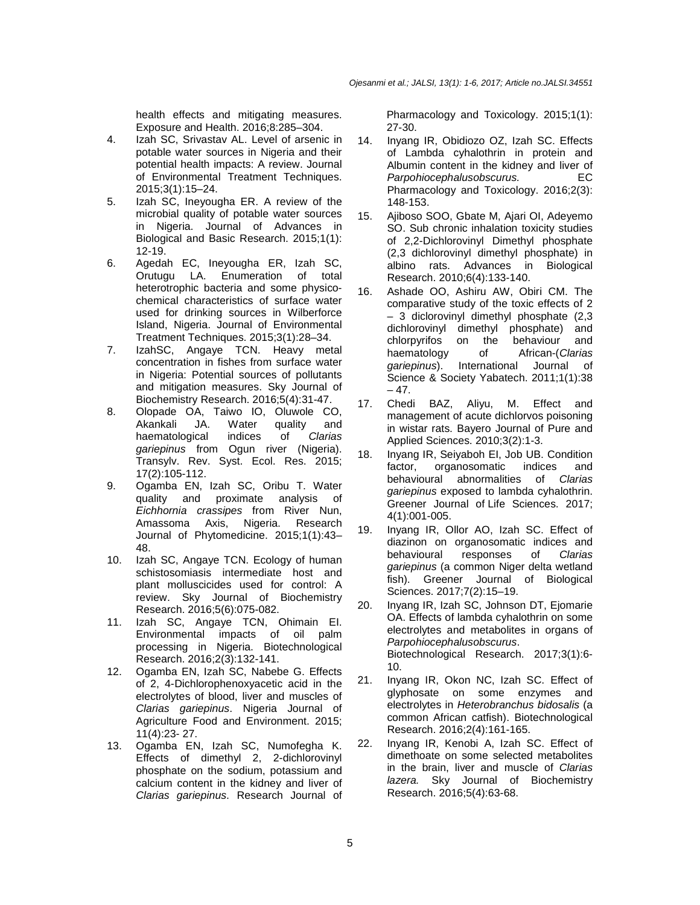health effects and mitigating measures. Exposure and Health. 2016;8:285–304.

4. Izah SC, Srivastav AL. Level of arsenic in potable water sources in Nigeria and their potential health impacts: A review. Journal of Environmental Treatment Techniques. 2015;3(1):15–24.
5. Izah SC, Ineyougha ER. A review of the microbial quality of potable water sources in Nigeria. Journal of Advances in Biological and Basic Research. 2015;1(1): 12-19.
6. Agedah EC, Ineyougha ER, Izah SC, Orutugu LA. Enumeration of total heterotrophic bacteria and some physico-chemical characteristics of surface water used for drinking sources in Wilberforce Island, Nigeria. Journal of Environmental Treatment Techniques. 2015;3(1):28–34.
7. IzahSC, Angaye TCN. Heavy metal concentration in fishes from surface water in Nigeria: Potential sources of pollutants and mitigation measures. Sky Journal of Biochemistry Research. 2016;5(4):31-47.
8. Olopade OA, Taiwo IO, Oluwole CO, Akankali JA. Water quality and haematological indices of *Clarias gariepinus* from Ogun river (Nigeria). Transylv. Rev. Syst. Ecol. Res. 2015; 17(2):105-112.
9. Ogamba EN, Izah SC, Oribu T. Water quality and proximate analysis of *Eichhornia crassipes* from River Nun, Amassoma Axis, Nigeria. Research Journal of Phytomedicine. 2015;1(1):43–48.
10. Izah SC, Angaye TCN. Ecology of human schistosomiasis intermediate host and plant molluscicides used for control: A review. Sky Journal of Biochemistry Research. 2016;5(6):075-082.
11. Izah SC, Angaye TCN, Ohimain EI. Environmental impacts of oil palm processing in Nigeria. Biotechnological Research. 2016;2(3):132-141.
12. Ogamba EN, Izah SC, Nabebe G. Effects of 2, 4-Dichlorophenoxyacetic acid in the electrolytes of blood, liver and muscles of *Clarias gariepinus*. Nigeria Journal of Agriculture Food and Environment. 2015; 11(4):23- 27.
13. Ogamba EN, Izah SC, Numofegha K. Effects of dimethyl 2, 2-dichlorovinyl phosphate on the sodium, potassium and calcium content in the kidney and liver of *Clarias gariepinus*. Research Journal of Pharmacology and Toxicology. 2015;1(1): 27-30.
14. Inyang IR, Obidiozo OZ, Izah SC. Effects of Lambda cyhalothrin in protein and Albumin content in the kidney and liver of *Parpohiocephalusobscurus.* EC Pharmacology and Toxicology. 2016;2(3): 148-153.
15. Ajiboso SOO, Gbate M, Ajari OI, Adeyemo SO. Sub chronic inhalation toxicity studies of 2,2-Dichlorovinyl Dimethyl phosphate (2,3 dichlorovinyl dimethyl phosphate) in albino rats. Advances in Biological Research. 2010;6(4):133-140.
16. Ashade OO, Ashiru AW, Obiri CM. The comparative study of the toxic effects of 2 – 3 diclorovinyl dimethyl phosphate (2,3 dichlorovinyl dimethyl phosphate) and chlorpyrifos on the behaviour and haematology of African-(*Clarias gariepinus*). International Journal of Science & Society Yabatech. 2011;1(1):38 – 47.
17. Chedi BAZ, Aliyu, M. Effect and management of acute dichlorvos poisoning in wistar rats. Bayero Journal of Pure and Applied Sciences. 2010;3(2):1-3.
18. Inyang IR, Seiyaboh EI, Job UB. Condition factor, organosomatic indices and behavioural abnormalities of *Clarias gariepinus* exposed to lambda cyhalothrin. Greener Journal of Life Sciences. 2017; 4(1):001-005.
19. Inyang IR, Ollor AO, Izah SC. Effect of diazinon on organosomatic indices and behavioural responses of *Clarias gariepinus* (a common Niger delta wetland fish). Greener Journal of Biological Sciences. 2017;7(2):15–19.
20. Inyang IR, Izah SC, Johnson DT, Ejomarie OA. Effects of lambda cyhalothrin on some electrolytes and metabolites in organs of *Parpohiocephalusobscurus*. Biotechnological Research. 2017;3(1):6-10.
21. Inyang IR, Okon NC, Izah SC. Effect of glyphosate on some enzymes and electrolytes in *Heterobranchus bidosalis* (a common African catfish). Biotechnological Research. 2016;2(4):161-165.
22. Inyang IR, Kenobi A, Izah SC. Effect of dimethoate on some selected metabolites in the brain, liver and muscle of *Clarias lazera.* Sky Journal of Biochemistry Research. 2016;5(4):63-68.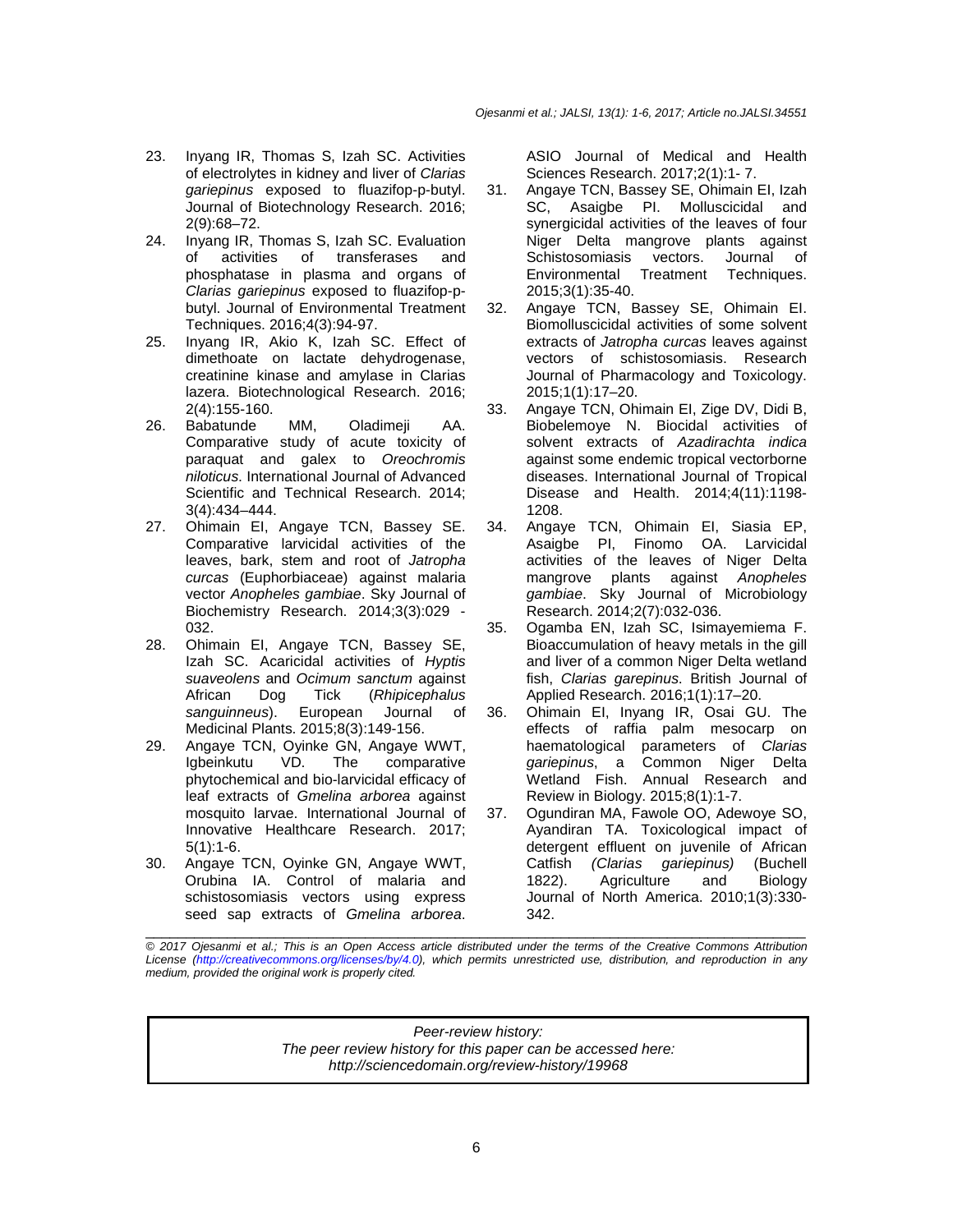23. Inyang IR, Thomas S, Izah SC. Activities of electrolytes in kidney and liver of *Clarias gariepinus* exposed to fluazifop-p-butyl. Journal of Biotechnology Research. 2016; 2(9):68–72.
24. Inyang IR, Thomas S, Izah SC. Evaluation of activities of transferases and phosphatase in plasma and organs of *Clarias gariepinus* exposed to fluazifop-p-butyl. Journal of Environmental Treatment Techniques. 2016;4(3):94-97.
25. Inyang IR, Akio K, Izah SC. Effect of dimethoate on lactate dehydrogenase, creatinine kinase and amylase in Clarias lazera. Biotechnological Research. 2016; 2(4):155-160.
26. Babatunde MM, Oladimeji AA. Comparative study of acute toxicity of paraquat and galex to *Oreochromis niloticus*. International Journal of Advanced Scientific and Technical Research. 2014; 3(4):434–444.
27. Ohimain EI, Angaye TCN, Bassey SE. Comparative larvicidal activities of the leaves, bark, stem and root of *Jatropha curcas* (Euphorbiaceae) against malaria vector *Anopheles gambiae*. Sky Journal of Biochemistry Research. 2014;3(3):029 - 032.
28. Ohimain EI, Angaye TCN, Bassey SE, Izah SC. Acaricidal activities of *Hyptis suaveolens* and *Ocimum sanctum* against African Dog Tick (*Rhipicephalus sanguinneus*). European Journal of Medicinal Plants. 2015;8(3):149-156.
29. Angaye TCN, Oyinke GN, Angaye WWT, Igbeinkutu VD. The comparative phytochemical and bio-larvicidal efficacy of leaf extracts of *Gmelina arborea* against mosquito larvae. International Journal of Innovative Healthcare Research. 2017; 5(1):1-6.
30. Angaye TCN, Oyinke GN, Angaye WWT, Orubina IA. Control of malaria and schistosomiasis vectors using express seed sap extracts of *Gmelina arborea*. ASIO Journal of Medical and Health Sciences Research. 2017;2(1):1- 7.
31. Angaye TCN, Bassey SE, Ohimain EI, Izah SC, Asaigbe PI. Molluscicidal and synergicidal activities of the leaves of four Niger Delta mangrove plants against Schistosomiasis vectors. Journal of Environmental Treatment Techniques. 2015;3(1):35-40.
32. Angaye TCN, Bassey SE, Ohimain EI. Biomolluscicidal activities of some solvent extracts of *Jatropha curcas* leaves against vectors of schistosomiasis. Research Journal of Pharmacology and Toxicology. 2015;1(1):17–20.
33. Angaye TCN, Ohimain EI, Zige DV, Didi B, Biobelemoye N. Biocidal activities of solvent extracts of *Azadirachta indica* against some endemic tropical vectorborne diseases. International Journal of Tropical Disease and Health. 2014;4(11):1198-1208.
34. Angaye TCN, Ohimain EI, Siasia EP, Asaigbe PI, Finomo OA. Larvicidal activities of the leaves of Niger Delta mangrove plants against *Anopheles gambiae*. Sky Journal of Microbiology Research. 2014;2(7):032-036.
35. Ogamba EN, Izah SC, Isimayemiema F. Bioaccumulation of heavy metals in the gill and liver of a common Niger Delta wetland fish, *Clarias garepinus*. British Journal of Applied Research. 2016;1(1):17–20.
36. Ohimain EI, Inyang IR, Osai GU. The effects of raffia palm mesocarp on haematological parameters of *Clarias gariepinus*, a Common Niger Delta Wetland Fish. Annual Research and Review in Biology. 2015;8(1):1-7.
37. Ogundiran MA, Fawole OO, Adewoye SO, Ayandiran TA. Toxicological impact of detergent effluent on juvenile of African Catfish *(Clarias gariepinus)* (Buchell 1822). Agriculture and Biology Journal of North America. 2010;1(3):330-342.

---

*© 2017 Ojesanmi et al.; This is an Open Access article distributed under the terms of the Creative Commons Attribution License (http://creativecommons.org/licenses/by/4.0), which permits unrestricted use, distribution, and reproduction in any medium, provided the original work is properly cited.*

*Peer-review history:*
*The peer review history for this paper can be accessed here:*
*http://sciencedomain.org/review-history/19968*